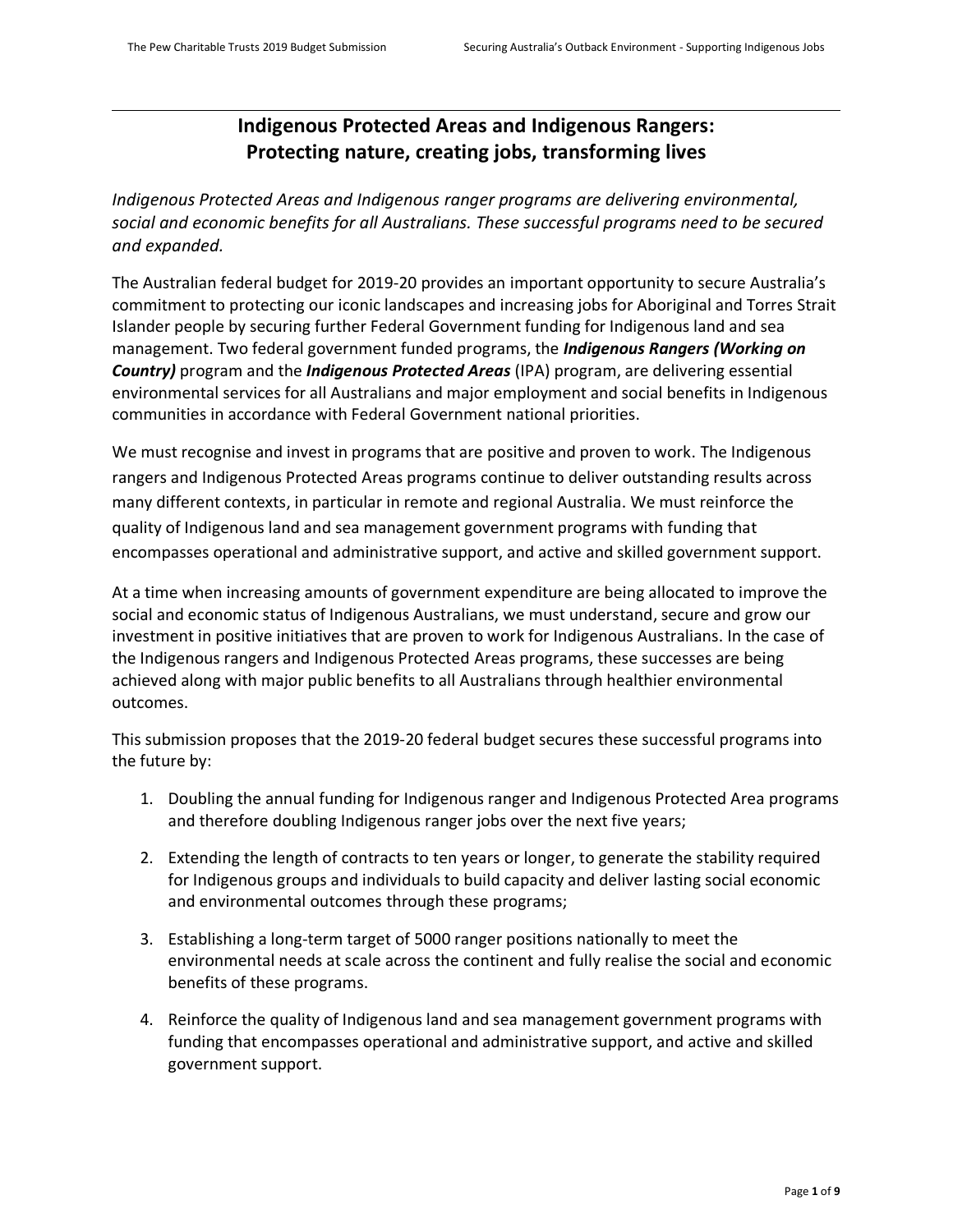# Indigenous Protected Areas and Indigenous Rangers: Protecting nature, creating jobs, transforming lives

*Indigenous Protected Areas and Indigenous ranger programs are delivering environmental, social and economic benefits for all Australians. These successful programs need to be secured and expanded.*

The Australian federal budget for 2019-20 provides an important opportunity to secure Australia's commitment to protecting our iconic landscapes and increasing jobs for Aboriginal and Torres Strait Islander people by securing further Federal Government funding for Indigenous land and sea management. Two federal government funded programs, the ***Indigenous Rangers (Working on Country)*** program and the ***Indigenous Protected Areas*** (IPA) program, are delivering essential environmental services for all Australians and major employment and social benefits in Indigenous communities in accordance with Federal Government national priorities.

We must recognise and invest in programs that are positive and proven to work. The Indigenous rangers and Indigenous Protected Areas programs continue to deliver outstanding results across many different contexts, in particular in remote and regional Australia. We must reinforce the quality of Indigenous land and sea management government programs with funding that encompasses operational and administrative support, and active and skilled government support.

At a time when increasing amounts of government expenditure are being allocated to improve the social and economic status of Indigenous Australians, we must understand, secure and grow our investment in positive initiatives that are proven to work for Indigenous Australians. In the case of the Indigenous rangers and Indigenous Protected Areas programs, these successes are being achieved along with major public benefits to all Australians through healthier environmental outcomes.

This submission proposes that the 2019-20 federal budget secures these successful programs into the future by:

1. Doubling the annual funding for Indigenous ranger and Indigenous Protected Area programs and therefore doubling Indigenous ranger jobs over the next five years;
2. Extending the length of contracts to ten years or longer, to generate the stability required for Indigenous groups and individuals to build capacity and deliver lasting social economic and environmental outcomes through these programs;
3. Establishing a long-term target of 5000 ranger positions nationally to meet the environmental needs at scale across the continent and fully realise the social and economic benefits of these programs.
4. Reinforce the quality of Indigenous land and sea management government programs with funding that encompasses operational and administrative support, and active and skilled government support.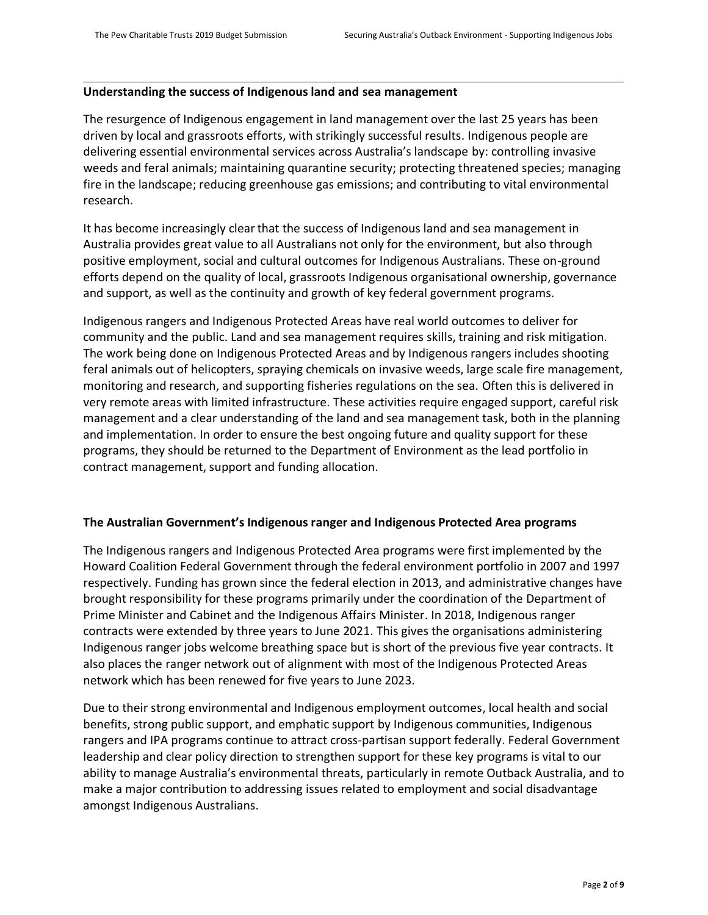## Understanding the success of Indigenous land and sea management

The resurgence of Indigenous engagement in land management over the last 25 years has been driven by local and grassroots efforts, with strikingly successful results. Indigenous people are delivering essential environmental services across Australia's landscape by: controlling invasive weeds and feral animals; maintaining quarantine security; protecting threatened species; managing fire in the landscape; reducing greenhouse gas emissions; and contributing to vital environmental research.

It has become increasingly clear that the success of Indigenous land and sea management in Australia provides great value to all Australians not only for the environment, but also through positive employment, social and cultural outcomes for Indigenous Australians. These on-ground efforts depend on the quality of local, grassroots Indigenous organisational ownership, governance and support, as well as the continuity and growth of key federal government programs.

Indigenous rangers and Indigenous Protected Areas have real world outcomes to deliver for community and the public. Land and sea management requires skills, training and risk mitigation. The work being done on Indigenous Protected Areas and by Indigenous rangers includes shooting feral animals out of helicopters, spraying chemicals on invasive weeds, large scale fire management, monitoring and research, and supporting fisheries regulations on the sea. Often this is delivered in very remote areas with limited infrastructure. These activities require engaged support, careful risk management and a clear understanding of the land and sea management task, both in the planning and implementation. In order to ensure the best ongoing future and quality support for these programs, they should be returned to the Department of Environment as the lead portfolio in contract management, support and funding allocation.

## The Australian Government's Indigenous ranger and Indigenous Protected Area programs

The Indigenous rangers and Indigenous Protected Area programs were first implemented by the Howard Coalition Federal Government through the federal environment portfolio in 2007 and 1997 respectively. Funding has grown since the federal election in 2013, and administrative changes have brought responsibility for these programs primarily under the coordination of the Department of Prime Minister and Cabinet and the Indigenous Affairs Minister. In 2018, Indigenous ranger contracts were extended by three years to June 2021. This gives the organisations administering Indigenous ranger jobs welcome breathing space but is short of the previous five year contracts. It also places the ranger network out of alignment with most of the Indigenous Protected Areas network which has been renewed for five years to June 2023.

Due to their strong environmental and Indigenous employment outcomes, local health and social benefits, strong public support, and emphatic support by Indigenous communities, Indigenous rangers and IPA programs continue to attract cross-partisan support federally. Federal Government leadership and clear policy direction to strengthen support for these key programs is vital to our ability to manage Australia's environmental threats, particularly in remote Outback Australia, and to make a major contribution to addressing issues related to employment and social disadvantage amongst Indigenous Australians.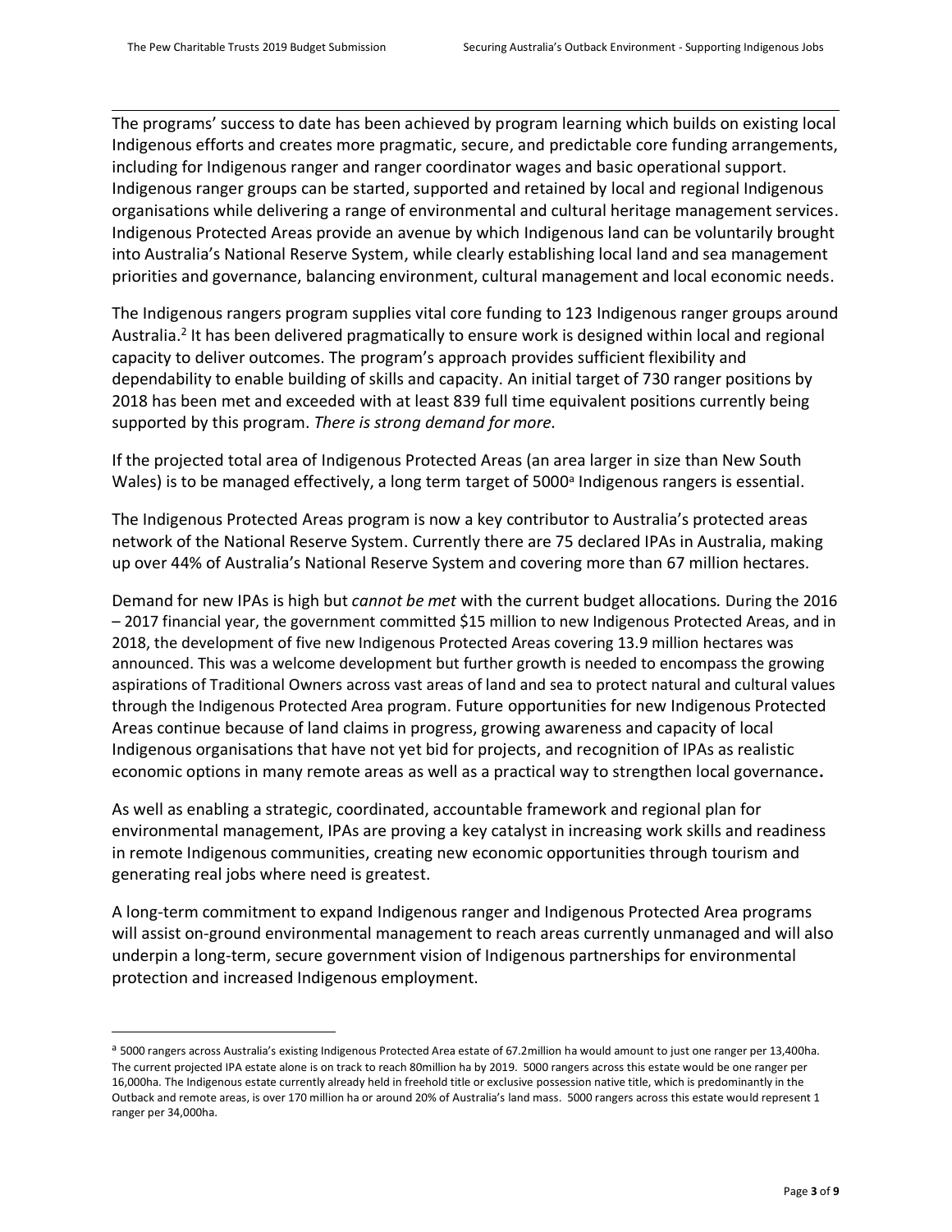The programs' success to date has been achieved by program learning which builds on existing local Indigenous efforts and creates more pragmatic, secure, and predictable core funding arrangements, including for Indigenous ranger and ranger coordinator wages and basic operational support. Indigenous ranger groups can be started, supported and retained by local and regional Indigenous organisations while delivering a range of environmental and cultural heritage management services. Indigenous Protected Areas provide an avenue by which Indigenous land can be voluntarily brought into Australia's National Reserve System, while clearly establishing local land and sea management priorities and governance, balancing environment, cultural management and local economic needs.

The Indigenous rangers program supplies vital core funding to 123 Indigenous ranger groups around Australia.[2] It has been delivered pragmatically to ensure work is designed within local and regional capacity to deliver outcomes. The program's approach provides sufficient flexibility and dependability to enable building of skills and capacity. An initial target of 730 ranger positions by 2018 has been met and exceeded with at least 839 full time equivalent positions currently being supported by this program. *There is strong demand for more.*

If the projected total area of Indigenous Protected Areas (an area larger in size than New South Wales) is to be managed effectively, a long term target of 5000[a] Indigenous rangers is essential.

The Indigenous Protected Areas program is now a key contributor to Australia's protected areas network of the National Reserve System. Currently there are 75 declared IPAs in Australia, making up over 44% of Australia's National Reserve System and covering more than 67 million hectares.

Demand for new IPAs is high but *cannot be met* with the current budget allocations. During the 2016 – 2017 financial year, the government committed $15 million to new Indigenous Protected Areas, and in 2018, the development of five new Indigenous Protected Areas covering 13.9 million hectares was announced. This was a welcome development but further growth is needed to encompass the growing aspirations of Traditional Owners across vast areas of land and sea to protect natural and cultural values through the Indigenous Protected Area program. Future opportunities for new Indigenous Protected Areas continue because of land claims in progress, growing awareness and capacity of local Indigenous organisations that have not yet bid for projects, and recognition of IPAs as realistic economic options in many remote areas as well as a practical way to strengthen local governance**.**

As well as enabling a strategic, coordinated, accountable framework and regional plan for environmental management, IPAs are proving a key catalyst in increasing work skills and readiness in remote Indigenous communities, creating new economic opportunities through tourism and generating real jobs where need is greatest.

A long-term commitment to expand Indigenous ranger and Indigenous Protected Area programs will assist on-ground environmental management to reach areas currently unmanaged and will also underpin a long-term, secure government vision of Indigenous partnerships for environmental protection and increased Indigenous employment.

---

[a] 5000 rangers across Australia's existing Indigenous Protected Area estate of 67.2million ha would amount to just one ranger per 13,400ha. The current projected IPA estate alone is on track to reach 80million ha by 2019. 5000 rangers across this estate would be one ranger per 16,000ha. The Indigenous estate currently already held in freehold title or exclusive possession native title, which is predominantly in the Outback and remote areas, is over 170 million ha or around 20% of Australia's land mass. 5000 rangers across this estate would represent 1 ranger per 34,000ha.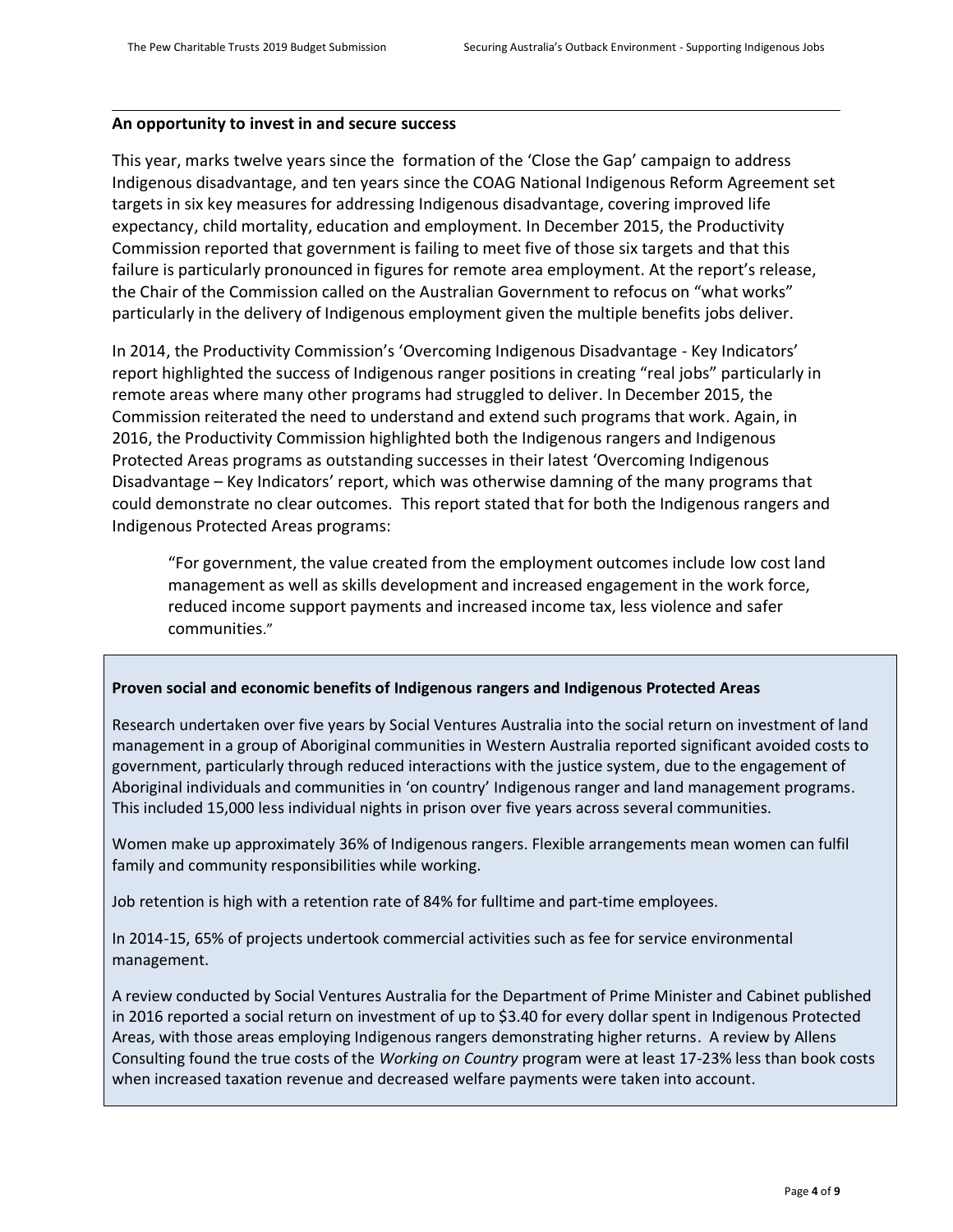## An opportunity to invest in and secure success

This year, marks twelve years since the formation of the 'Close the Gap' campaign to address Indigenous disadvantage, and ten years since the COAG National Indigenous Reform Agreement set targets in six key measures for addressing Indigenous disadvantage, covering improved life expectancy, child mortality, education and employment. In December 2015, the Productivity Commission reported that government is failing to meet five of those six targets and that this failure is particularly pronounced in figures for remote area employment. At the report's release, the Chair of the Commission called on the Australian Government to refocus on "what works" particularly in the delivery of Indigenous employment given the multiple benefits jobs deliver.

In 2014, the Productivity Commission's 'Overcoming Indigenous Disadvantage - Key Indicators' report highlighted the success of Indigenous ranger positions in creating "real jobs" particularly in remote areas where many other programs had struggled to deliver. In December 2015, the Commission reiterated the need to understand and extend such programs that work. Again, in 2016, the Productivity Commission highlighted both the Indigenous rangers and Indigenous Protected Areas programs as outstanding successes in their latest 'Overcoming Indigenous Disadvantage – Key Indicators' report, which was otherwise damning of the many programs that could demonstrate no clear outcomes. This report stated that for both the Indigenous rangers and Indigenous Protected Areas programs:

> "For government, the value created from the employment outcomes include low cost land management as well as skills development and increased engagement in the work force, reduced income support payments and increased income tax, less violence and safer communities."

**Proven social and economic benefits of Indigenous rangers and Indigenous Protected Areas**

Research undertaken over five years by Social Ventures Australia into the social return on investment of land management in a group of Aboriginal communities in Western Australia reported significant avoided costs to government, particularly through reduced interactions with the justice system, due to the engagement of Aboriginal individuals and communities in 'on country' Indigenous ranger and land management programs. This included 15,000 less individual nights in prison over five years across several communities.

Women make up approximately 36% of Indigenous rangers. Flexible arrangements mean women can fulfil family and community responsibilities while working.

Job retention is high with a retention rate of 84% for fulltime and part-time employees.

In 2014-15, 65% of projects undertook commercial activities such as fee for service environmental management.

A review conducted by Social Ventures Australia for the Department of Prime Minister and Cabinet published in 2016 reported a social return on investment of up to $3.40 for every dollar spent in Indigenous Protected Areas, with those areas employing Indigenous rangers demonstrating higher returns. A review by Allens Consulting found the true costs of the *Working on Country* program were at least 17-23% less than book costs when increased taxation revenue and decreased welfare payments were taken into account.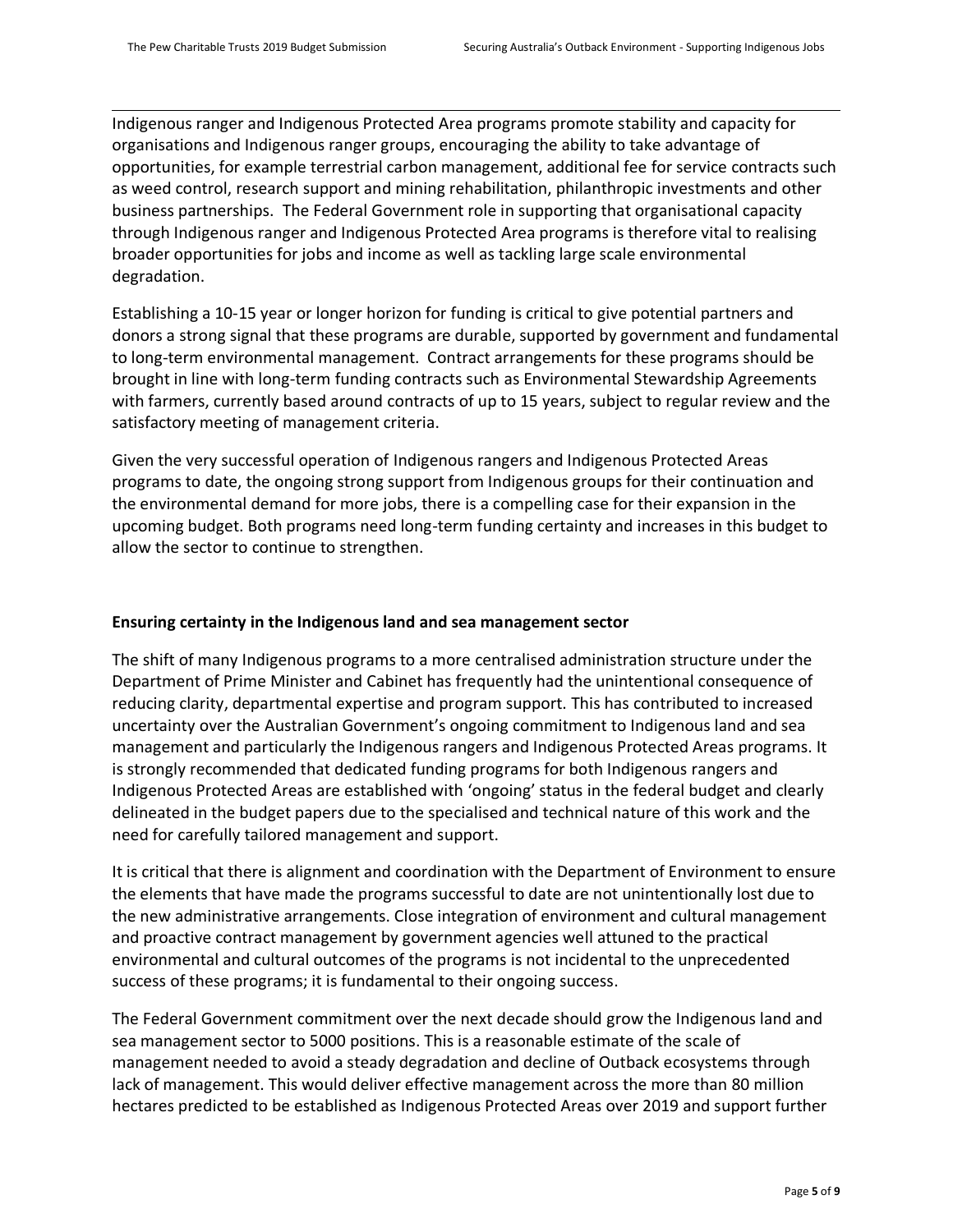Indigenous ranger and Indigenous Protected Area programs promote stability and capacity for organisations and Indigenous ranger groups, encouraging the ability to take advantage of opportunities, for example terrestrial carbon management, additional fee for service contracts such as weed control, research support and mining rehabilitation, philanthropic investments and other business partnerships. The Federal Government role in supporting that organisational capacity through Indigenous ranger and Indigenous Protected Area programs is therefore vital to realising broader opportunities for jobs and income as well as tackling large scale environmental degradation.

Establishing a 10-15 year or longer horizon for funding is critical to give potential partners and donors a strong signal that these programs are durable, supported by government and fundamental to long-term environmental management. Contract arrangements for these programs should be brought in line with long-term funding contracts such as Environmental Stewardship Agreements with farmers, currently based around contracts of up to 15 years, subject to regular review and the satisfactory meeting of management criteria.

Given the very successful operation of Indigenous rangers and Indigenous Protected Areas programs to date, the ongoing strong support from Indigenous groups for their continuation and the environmental demand for more jobs, there is a compelling case for their expansion in the upcoming budget. Both programs need long-term funding certainty and increases in this budget to allow the sector to continue to strengthen.

**Ensuring certainty in the Indigenous land and sea management sector**

The shift of many Indigenous programs to a more centralised administration structure under the Department of Prime Minister and Cabinet has frequently had the unintentional consequence of reducing clarity, departmental expertise and program support. This has contributed to increased uncertainty over the Australian Government's ongoing commitment to Indigenous land and sea management and particularly the Indigenous rangers and Indigenous Protected Areas programs. It is strongly recommended that dedicated funding programs for both Indigenous rangers and Indigenous Protected Areas are established with 'ongoing' status in the federal budget and clearly delineated in the budget papers due to the specialised and technical nature of this work and the need for carefully tailored management and support.

It is critical that there is alignment and coordination with the Department of Environment to ensure the elements that have made the programs successful to date are not unintentionally lost due to the new administrative arrangements. Close integration of environment and cultural management and proactive contract management by government agencies well attuned to the practical environmental and cultural outcomes of the programs is not incidental to the unprecedented success of these programs; it is fundamental to their ongoing success.

The Federal Government commitment over the next decade should grow the Indigenous land and sea management sector to 5000 positions. This is a reasonable estimate of the scale of management needed to avoid a steady degradation and decline of Outback ecosystems through lack of management. This would deliver effective management across the more than 80 million hectares predicted to be established as Indigenous Protected Areas over 2019 and support further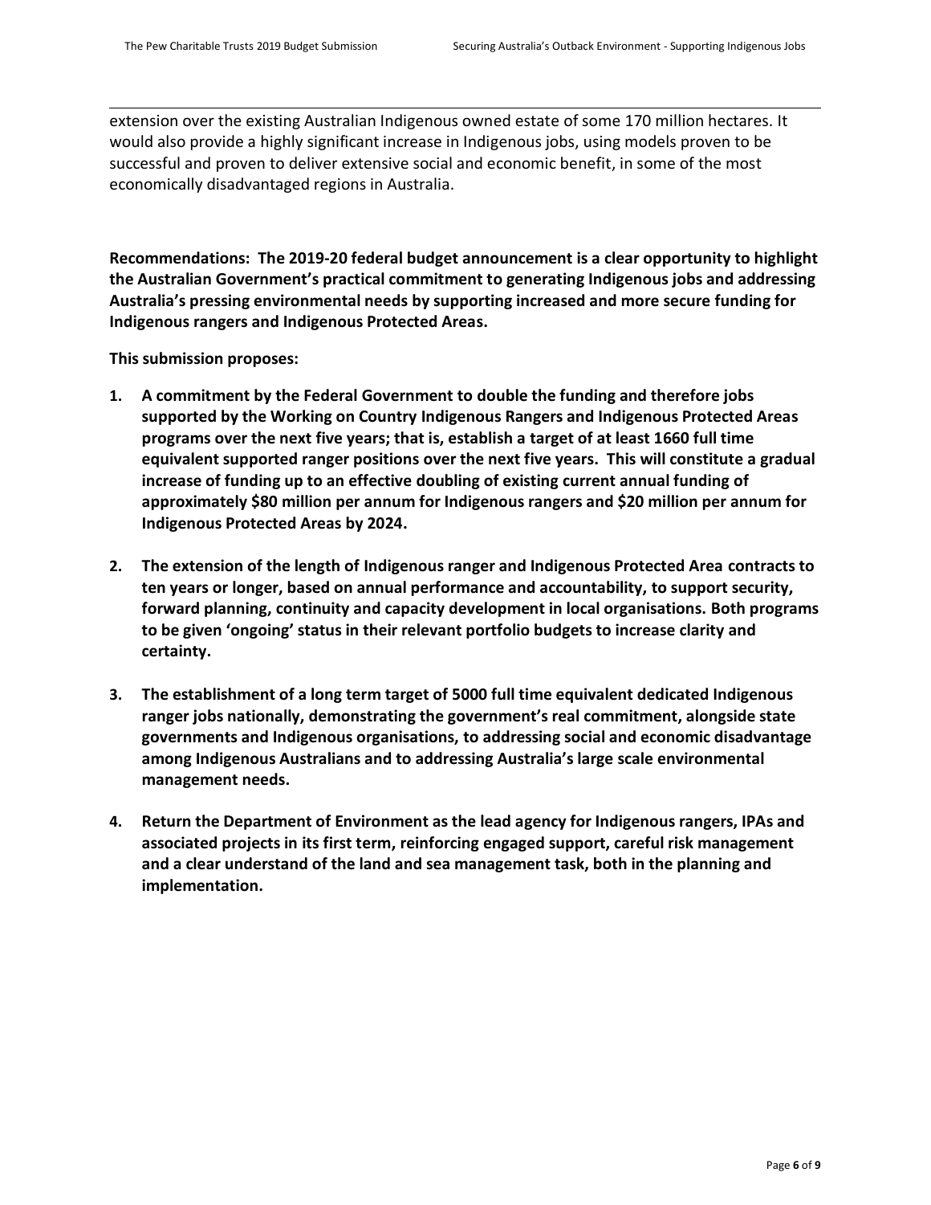extension over the existing Australian Indigenous owned estate of some 170 million hectares. It would also provide a highly significant increase in Indigenous jobs, using models proven to be successful and proven to deliver extensive social and economic benefit, in some of the most economically disadvantaged regions in Australia.

**Recommendations: The 2019-20 federal budget announcement is a clear opportunity to highlight the Australian Government's practical commitment to generating Indigenous jobs and addressing Australia's pressing environmental needs by supporting increased and more secure funding for Indigenous rangers and Indigenous Protected Areas.**

**This submission proposes:**

1. **A commitment by the Federal Government to double the funding and therefore jobs supported by the Working on Country Indigenous Rangers and Indigenous Protected Areas programs over the next five years; that is, establish a target of at least 1660 full time equivalent supported ranger positions over the next five years. This will constitute a gradual increase of funding up to an effective doubling of existing current annual funding of approximately $80 million per annum for Indigenous rangers and $20 million per annum for Indigenous Protected Areas by 2024.**

2. **The extension of the length of Indigenous ranger and Indigenous Protected Area contracts to ten years or longer, based on annual performance and accountability, to support security, forward planning, continuity and capacity development in local organisations. Both programs to be given 'ongoing' status in their relevant portfolio budgets to increase clarity and certainty.**

3. **The establishment of a long term target of 5000 full time equivalent dedicated Indigenous ranger jobs nationally, demonstrating the government's real commitment, alongside state governments and Indigenous organisations, to addressing social and economic disadvantage among Indigenous Australians and to addressing Australia's large scale environmental management needs.**

4. **Return the Department of Environment as the lead agency for Indigenous rangers, IPAs and associated projects in its first term, reinforcing engaged support, careful risk management and a clear understand of the land and sea management task, both in the planning and implementation.**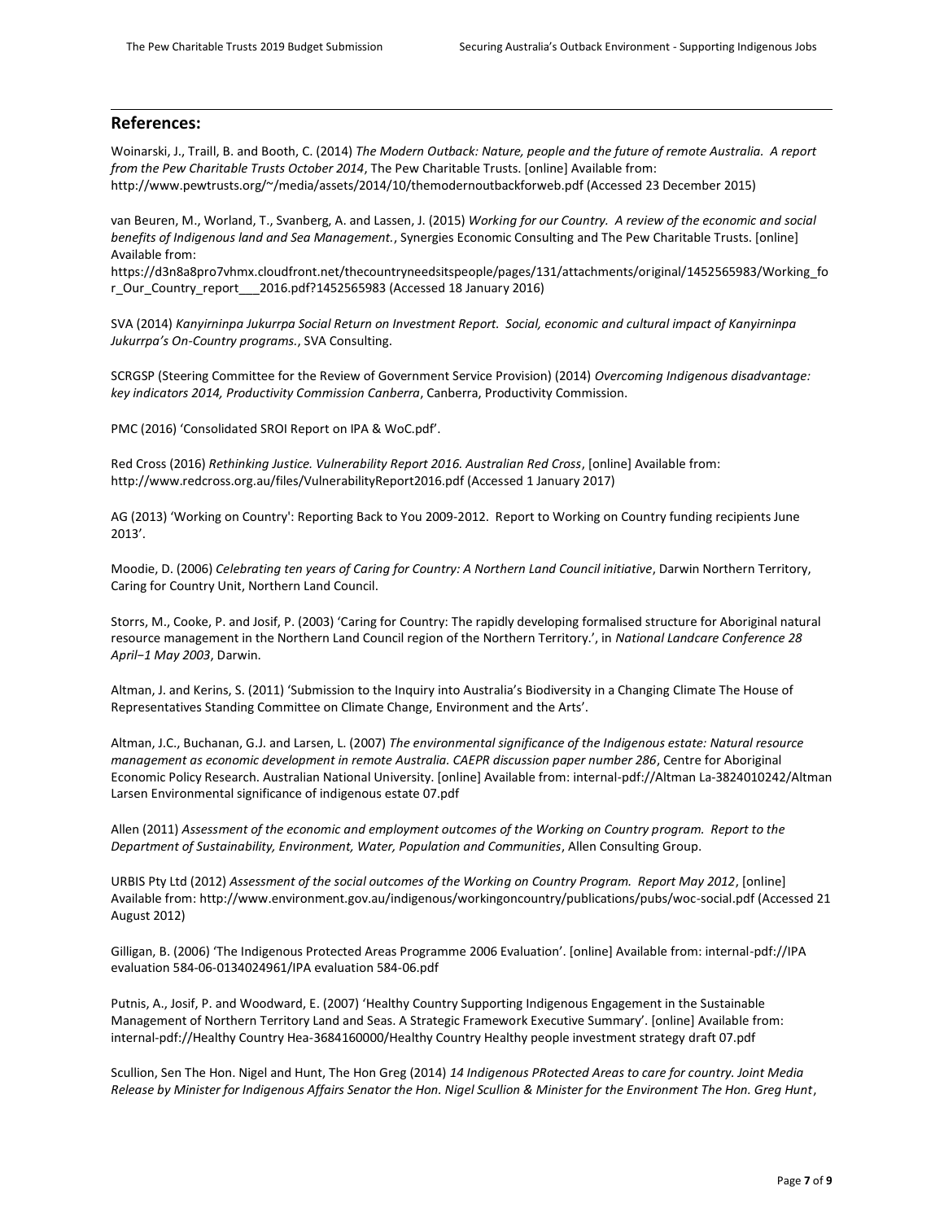## References:

Woinarski, J., Traill, B. and Booth, C. (2014) *The Modern Outback: Nature, people and the future of remote Australia. A report from the Pew Charitable Trusts October 2014*, The Pew Charitable Trusts. [online] Available from: http://www.pewtrusts.org/~/media/assets/2014/10/themodernoutbackforweb.pdf (Accessed 23 December 2015)

van Beuren, M., Worland, T., Svanberg, A. and Lassen, J. (2015) *Working for our Country. A review of the economic and social benefits of Indigenous land and Sea Management.*, Synergies Economic Consulting and The Pew Charitable Trusts. [online] Available from: https://d3n8a8pro7vhmx.cloudfront.net/thecountryneedsitspeople/pages/131/attachments/original/1452565983/Working_for_Our_Country_report___2016.pdf?1452565983 (Accessed 18 January 2016)

SVA (2014) *Kanyirninpa Jukurrpa Social Return on Investment Report. Social, economic and cultural impact of Kanyirninpa Jukurrpa's On-Country programs.*, SVA Consulting.

SCRGSP (Steering Committee for the Review of Government Service Provision) (2014) *Overcoming Indigenous disadvantage: key indicators 2014, Productivity Commission Canberra*, Canberra, Productivity Commission.

PMC (2016) 'Consolidated SROI Report on IPA & WoC.pdf'.

Red Cross (2016) *Rethinking Justice. Vulnerability Report 2016. Australian Red Cross*, [online] Available from: http://www.redcross.org.au/files/VulnerabilityReport2016.pdf (Accessed 1 January 2017)

AG (2013) 'Working on Country': Reporting Back to You 2009-2012. Report to Working on Country funding recipients June 2013'.

Moodie, D. (2006) *Celebrating ten years of Caring for Country: A Northern Land Council initiative*, Darwin Northern Territory, Caring for Country Unit, Northern Land Council.

Storrs, M., Cooke, P. and Josif, P. (2003) 'Caring for Country: The rapidly developing formalised structure for Aboriginal natural resource management in the Northern Land Council region of the Northern Territory.', in *National Landcare Conference 28 April–1 May 2003*, Darwin.

Altman, J. and Kerins, S. (2011) 'Submission to the Inquiry into Australia's Biodiversity in a Changing Climate The House of Representatives Standing Committee on Climate Change, Environment and the Arts'.

Altman, J.C., Buchanan, G.J. and Larsen, L. (2007) *The environmental significance of the Indigenous estate: Natural resource management as economic development in remote Australia. CAEPR discussion paper number 286*, Centre for Aboriginal Economic Policy Research. Australian National University. [online] Available from: internal-pdf://Altman La-3824010242/Altman Larsen Environmental significance of indigenous estate 07.pdf

Allen (2011) *Assessment of the economic and employment outcomes of the Working on Country program. Report to the Department of Sustainability, Environment, Water, Population and Communities*, Allen Consulting Group.

URBIS Pty Ltd (2012) *Assessment of the social outcomes of the Working on Country Program. Report May 2012*, [online] Available from: http://www.environment.gov.au/indigenous/workingoncountry/publications/pubs/woc-social.pdf (Accessed 21 August 2012)

Gilligan, B. (2006) 'The Indigenous Protected Areas Programme 2006 Evaluation'. [online] Available from: internal-pdf://IPA evaluation 584-06-0134024961/IPA evaluation 584-06.pdf

Putnis, A., Josif, P. and Woodward, E. (2007) 'Healthy Country Supporting Indigenous Engagement in the Sustainable Management of Northern Territory Land and Seas. A Strategic Framework Executive Summary'. [online] Available from: internal-pdf://Healthy Country Hea-3684160000/Healthy Country Healthy people investment strategy draft 07.pdf

Scullion, Sen The Hon. Nigel and Hunt, The Hon Greg (2014) *14 Indigenous PRotected Areas to care for country. Joint Media Release by Minister for Indigenous Affairs Senator the Hon. Nigel Scullion & Minister for the Environment The Hon. Greg Hunt*,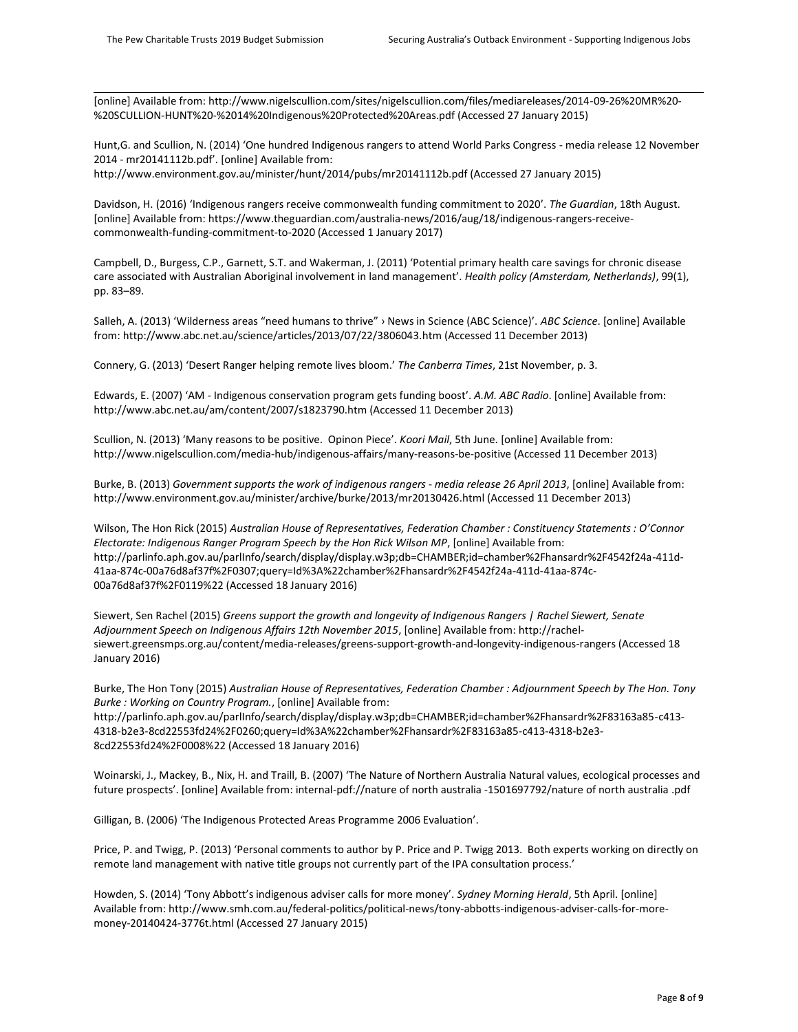[online] Available from: http://www.nigelscullion.com/sites/nigelscullion.com/files/mediareleases/2014-09-26%20MR%20-%20SCULLION-HUNT%20-%2014%20Indigenous%20Protected%20Areas.pdf (Accessed 27 January 2015)

Hunt,G. and Scullion, N. (2014) 'One hundred Indigenous rangers to attend World Parks Congress - media release 12 November 2014 - mr20141112b.pdf'. [online] Available from: http://www.environment.gov.au/minister/hunt/2014/pubs/mr20141112b.pdf (Accessed 27 January 2015)

Davidson, H. (2016) 'Indigenous rangers receive commonwealth funding commitment to 2020'. *The Guardian*, 18th August. [online] Available from: https://www.theguardian.com/australia-news/2016/aug/18/indigenous-rangers-receive-commonwealth-funding-commitment-to-2020 (Accessed 1 January 2017)

Campbell, D., Burgess, C.P., Garnett, S.T. and Wakerman, J. (2011) 'Potential primary health care savings for chronic disease care associated with Australian Aboriginal involvement in land management'. *Health policy (Amsterdam, Netherlands)*, 99(1), pp. 83–89.

Salleh, A. (2013) 'Wilderness areas "need humans to thrive" › News in Science (ABC Science)'. *ABC Science*. [online] Available from: http://www.abc.net.au/science/articles/2013/07/22/3806043.htm (Accessed 11 December 2013)

Connery, G. (2013) 'Desert Ranger helping remote lives bloom.' *The Canberra Times*, 21st November, p. 3.

Edwards, E. (2007) 'AM - Indigenous conservation program gets funding boost'. *A.M. ABC Radio*. [online] Available from: http://www.abc.net.au/am/content/2007/s1823790.htm (Accessed 11 December 2013)

Scullion, N. (2013) 'Many reasons to be positive. Opinon Piece'. *Koori Mail*, 5th June. [online] Available from: http://www.nigelscullion.com/media-hub/indigenous-affairs/many-reasons-be-positive (Accessed 11 December 2013)

Burke, B. (2013) *Government supports the work of indigenous rangers - media release 26 April 2013*, [online] Available from: http://www.environment.gov.au/minister/archive/burke/2013/mr20130426.html (Accessed 11 December 2013)

Wilson, The Hon Rick (2015) *Australian House of Representatives, Federation Chamber : Constituency Statements : O'Connor Electorate: Indigenous Ranger Program Speech by the Hon Rick Wilson MP*, [online] Available from: http://parlinfo.aph.gov.au/parlInfo/search/display/display.w3p;db=CHAMBER;id=chamber%2Fhansardr%2F4542f24a-411d-41aa-874c-00a76d8af37f%2F0307;query=Id%3A%22chamber%2Fhansardr%2F4542f24a-411d-41aa-874c-00a76d8af37f%2F0119%22 (Accessed 18 January 2016)

Siewert, Sen Rachel (2015) *Greens support the growth and longevity of Indigenous Rangers | Rachel Siewert, Senate Adjournment Speech on Indigenous Affairs 12th November 2015*, [online] Available from: http://rachel-siewert.greensmps.org.au/content/media-releases/greens-support-growth-and-longevity-indigenous-rangers (Accessed 18 January 2016)

Burke, The Hon Tony (2015) *Australian House of Representatives, Federation Chamber : Adjournment Speech by The Hon. Tony Burke : Working on Country Program.*, [online] Available from: http://parlinfo.aph.gov.au/parlInfo/search/display/display.w3p;db=CHAMBER;id=chamber%2Fhansardr%2F83163a85-c413-4318-b2e3-8cd22553fd24%2F0260;query=Id%3A%22chamber%2Fhansardr%2F83163a85-c413-4318-b2e3-8cd22553fd24%2F0008%22 (Accessed 18 January 2016)

Woinarski, J., Mackey, B., Nix, H. and Traill, B. (2007) 'The Nature of Northern Australia Natural values, ecological processes and future prospects'. [online] Available from: internal-pdf://nature of north australia -1501697792/nature of north australia .pdf

Gilligan, B. (2006) 'The Indigenous Protected Areas Programme 2006 Evaluation'.

Price, P. and Twigg, P. (2013) 'Personal comments to author by P. Price and P. Twigg 2013. Both experts working on directly on remote land management with native title groups not currently part of the IPA consultation process.'

Howden, S. (2014) 'Tony Abbott's indigenous adviser calls for more money'. *Sydney Morning Herald*, 5th April. [online] Available from: http://www.smh.com.au/federal-politics/political-news/tony-abbotts-indigenous-adviser-calls-for-more-money-20140424-3776t.html (Accessed 27 January 2015)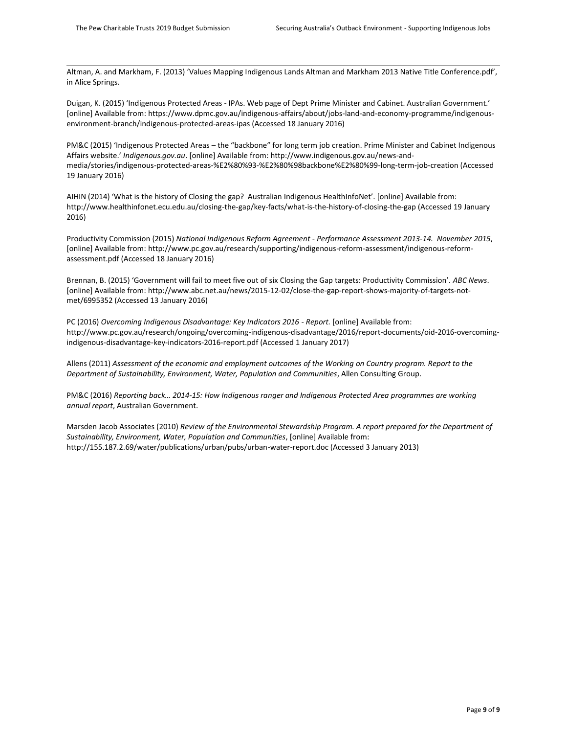Altman, A. and Markham, F. (2013) 'Values Mapping Indigenous Lands Altman and Markham 2013 Native Title Conference.pdf', in Alice Springs.

Duigan, K. (2015) 'Indigenous Protected Areas - IPAs. Web page of Dept Prime Minister and Cabinet. Australian Government.' [online] Available from: https://www.dpmc.gov.au/indigenous-affairs/about/jobs-land-and-economy-programme/indigenous-environment-branch/indigenous-protected-areas-ipas (Accessed 18 January 2016)

PM&C (2015) 'Indigenous Protected Areas – the "backbone" for long term job creation. Prime Minister and Cabinet Indigenous Affairs website.' *Indigenous.gov.au*. [online] Available from: http://www.indigenous.gov.au/news-and-media/stories/indigenous-protected-areas-%E2%80%93-%E2%80%98backbone%E2%80%99-long-term-job-creation (Accessed 19 January 2016)

AIHIN (2014) 'What is the history of Closing the gap? Australian Indigenous HealthInfoNet'. [online] Available from: http://www.healthinfonet.ecu.edu.au/closing-the-gap/key-facts/what-is-the-history-of-closing-the-gap (Accessed 19 January 2016)

Productivity Commission (2015) *National Indigenous Reform Agreement - Performance Assessment 2013-14. November 2015*, [online] Available from: http://www.pc.gov.au/research/supporting/indigenous-reform-assessment/indigenous-reform-assessment.pdf (Accessed 18 January 2016)

Brennan, B. (2015) 'Government will fail to meet five out of six Closing the Gap targets: Productivity Commission'. *ABC News*. [online] Available from: http://www.abc.net.au/news/2015-12-02/close-the-gap-report-shows-majority-of-targets-not-met/6995352 (Accessed 13 January 2016)

PC (2016) *Overcoming Indigenous Disadvantage: Key Indicators 2016 - Report.* [online] Available from: http://www.pc.gov.au/research/ongoing/overcoming-indigenous-disadvantage/2016/report-documents/oid-2016-overcoming-indigenous-disadvantage-key-indicators-2016-report.pdf (Accessed 1 January 2017)

Allens (2011) *Assessment of the economic and employment outcomes of the Working on Country program. Report to the Department of Sustainability, Environment, Water, Population and Communities*, Allen Consulting Group.

PM&C (2016) *Reporting back… 2014-15: How Indigenous ranger and Indigenous Protected Area programmes are working annual report*, Australian Government.

Marsden Jacob Associates (2010) *Review of the Environmental Stewardship Program. A report prepared for the Department of Sustainability, Environment, Water, Population and Communities*, [online] Available from: http://155.187.2.69/water/publications/urban/pubs/urban-water-report.doc (Accessed 3 January 2013)